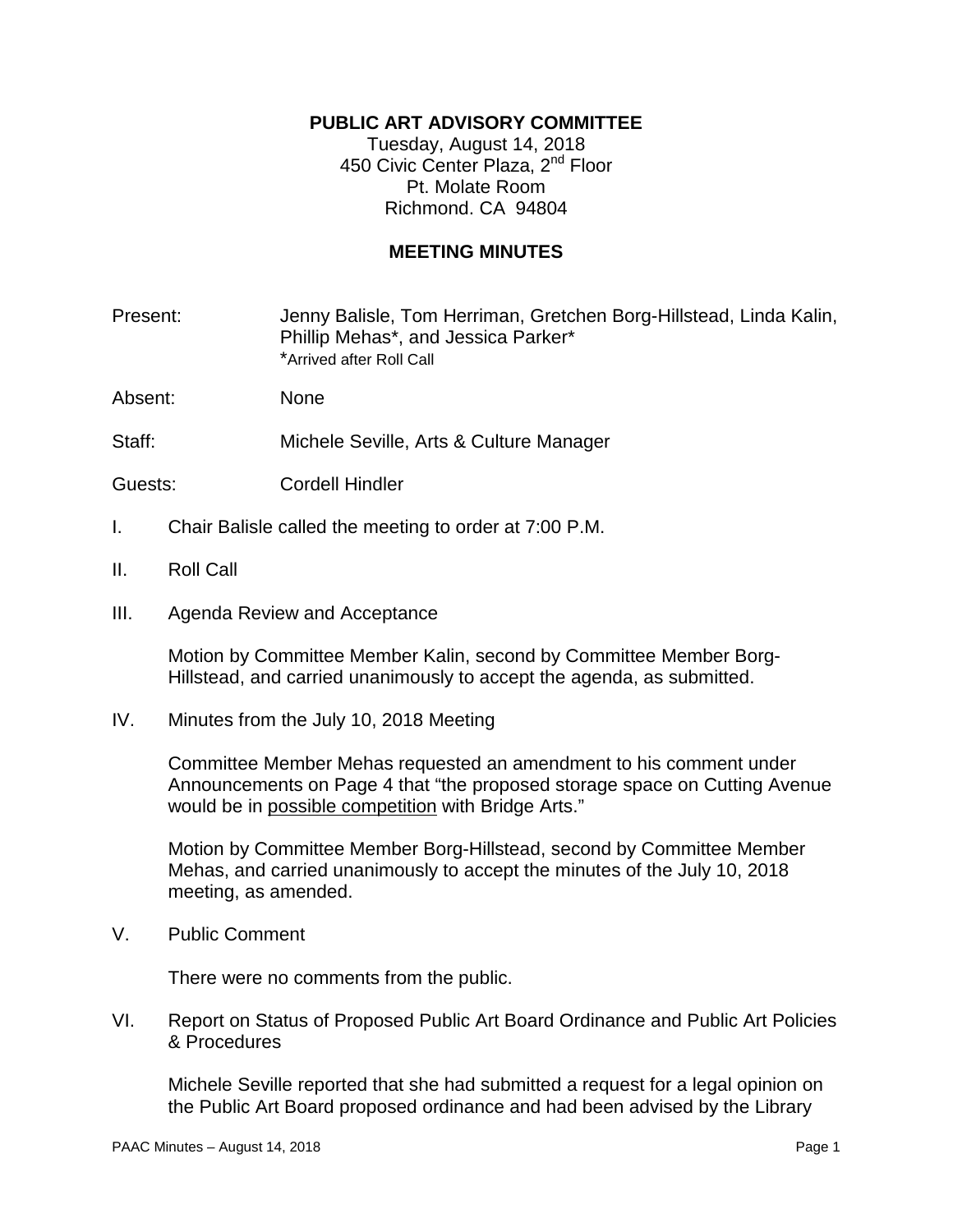**PUBLIC ART ADVISORY COMMITTEE**
Tuesday, August 14, 2018
450 Civic Center Plaza, 2nd Floor
Pt. Molate Room
Richmond. CA 94804

**MEETING MINUTES**

Present: Jenny Balisle, Tom Herriman, Gretchen Borg-Hillstead, Linda Kalin, Phillip Mehas*, and Jessica Parker*
*Arrived after Roll Call

Absent: None

Staff: Michele Seville, Arts & Culture Manager

Guests: Cordell Hindler

I. Chair Balisle called the meeting to order at 7:00 P.M.

II. Roll Call

III. Agenda Review and Acceptance

Motion by Committee Member Kalin, second by Committee Member Borg-Hillstead, and carried unanimously to accept the agenda, as submitted.

IV. Minutes from the July 10, 2018 Meeting

Committee Member Mehas requested an amendment to his comment under Announcements on Page 4 that "the proposed storage space on Cutting Avenue would be in <u>possible competition</u> with Bridge Arts."

Motion by Committee Member Borg-Hillstead, second by Committee Member Mehas, and carried unanimously to accept the minutes of the July 10, 2018 meeting, as amended.

V. Public Comment

There were no comments from the public.

VI. Report on Status of Proposed Public Art Board Ordinance and Public Art Policies & Procedures

Michele Seville reported that she had submitted a request for a legal opinion on the Public Art Board proposed ordinance and had been advised by the Library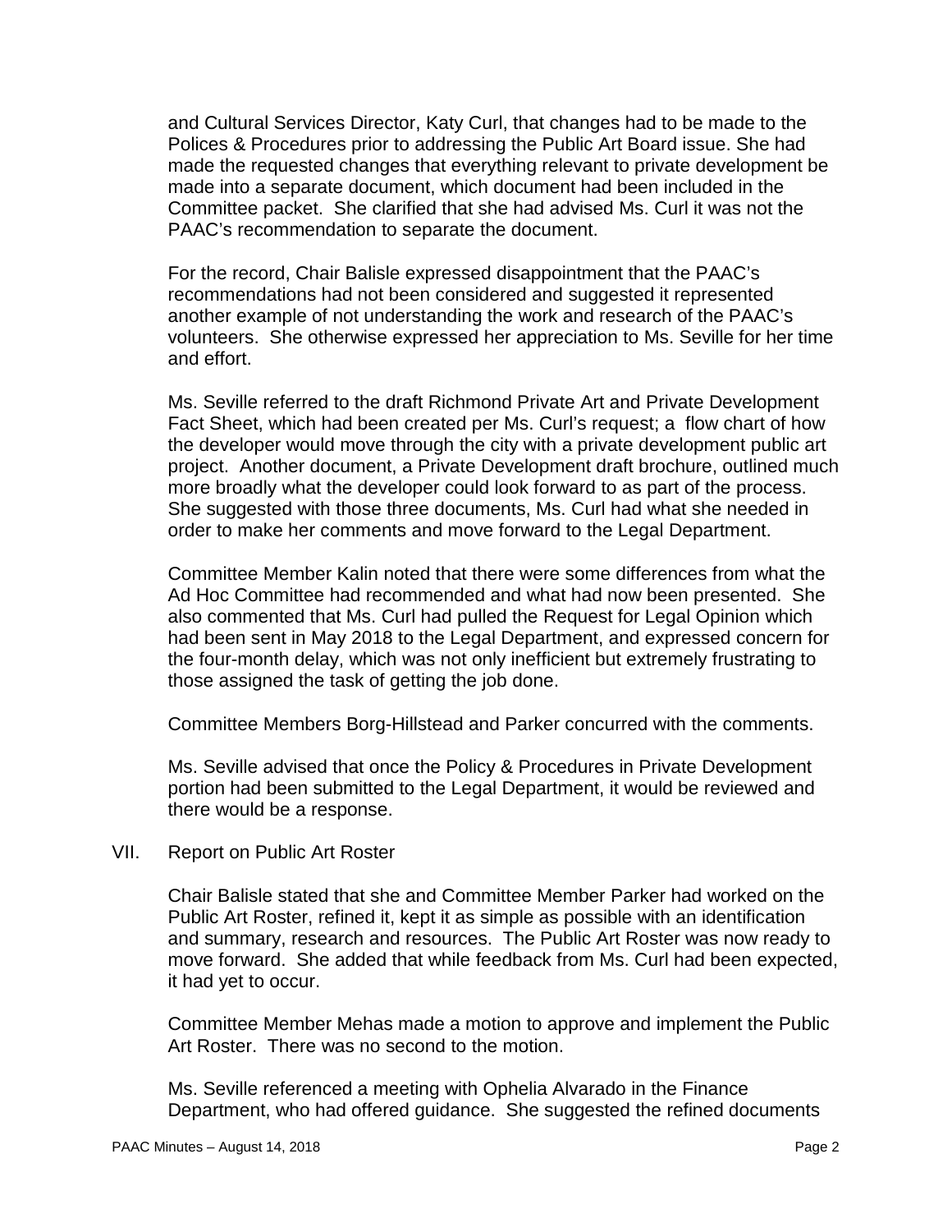and Cultural Services Director, Katy Curl, that changes had to be made to the Polices & Procedures prior to addressing the Public Art Board issue. She had made the requested changes that everything relevant to private development be made into a separate document, which document had been included in the Committee packet. She clarified that she had advised Ms. Curl it was not the PAAC's recommendation to separate the document.

For the record, Chair Balisle expressed disappointment that the PAAC's recommendations had not been considered and suggested it represented another example of not understanding the work and research of the PAAC's volunteers. She otherwise expressed her appreciation to Ms. Seville for her time and effort.

Ms. Seville referred to the draft Richmond Private Art and Private Development Fact Sheet, which had been created per Ms. Curl's request; a flow chart of how the developer would move through the city with a private development public art project. Another document, a Private Development draft brochure, outlined much more broadly what the developer could look forward to as part of the process. She suggested with those three documents, Ms. Curl had what she needed in order to make her comments and move forward to the Legal Department.

Committee Member Kalin noted that there were some differences from what the Ad Hoc Committee had recommended and what had now been presented. She also commented that Ms. Curl had pulled the Request for Legal Opinion which had been sent in May 2018 to the Legal Department, and expressed concern for the four-month delay, which was not only inefficient but extremely frustrating to those assigned the task of getting the job done.

Committee Members Borg-Hillstead and Parker concurred with the comments.

Ms. Seville advised that once the Policy & Procedures in Private Development portion had been submitted to the Legal Department, it would be reviewed and there would be a response.

VII. Report on Public Art Roster

Chair Balisle stated that she and Committee Member Parker had worked on the Public Art Roster, refined it, kept it as simple as possible with an identification and summary, research and resources. The Public Art Roster was now ready to move forward. She added that while feedback from Ms. Curl had been expected, it had yet to occur.

Committee Member Mehas made a motion to approve and implement the Public Art Roster. There was no second to the motion.

Ms. Seville referenced a meeting with Ophelia Alvarado in the Finance Department, who had offered guidance. She suggested the refined documents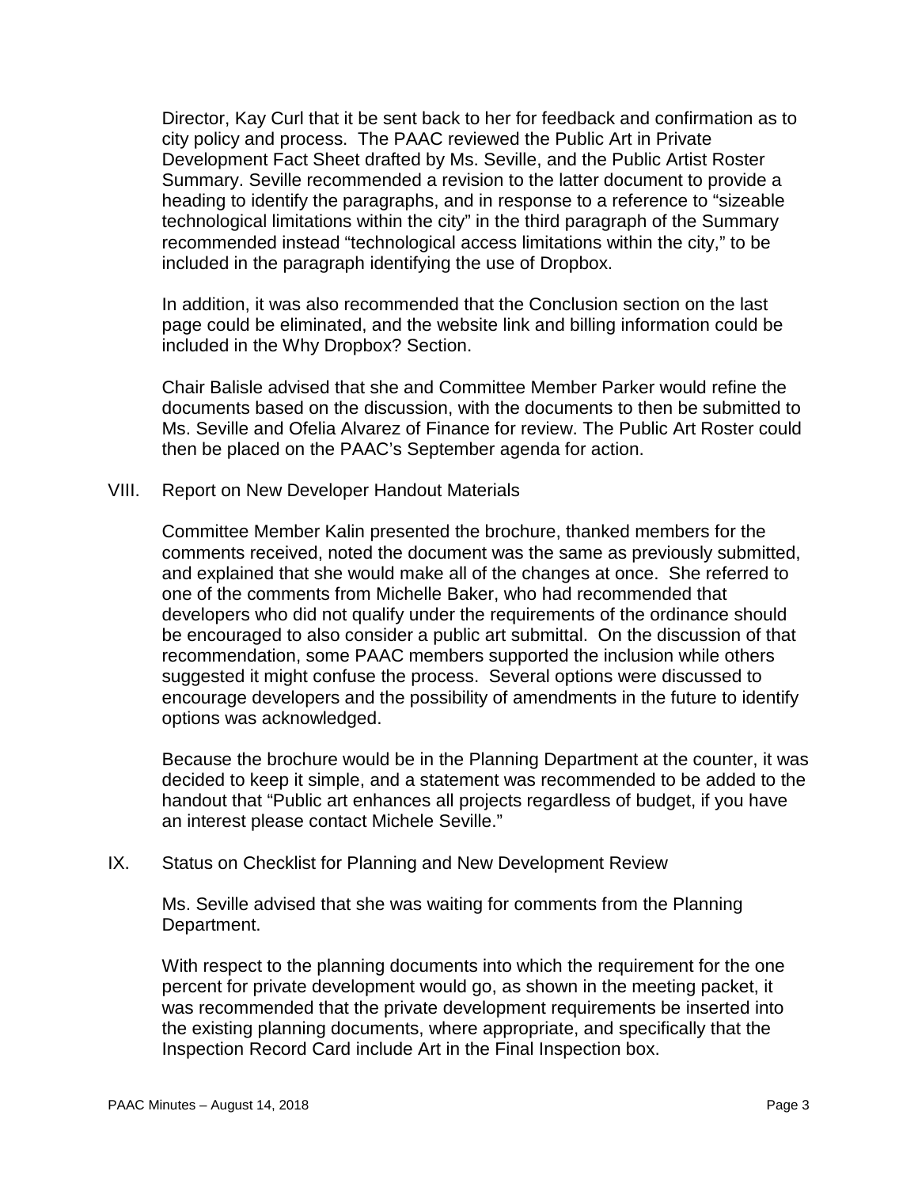Director, Kay Curl that it be sent back to her for feedback and confirmation as to city policy and process. The PAAC reviewed the Public Art in Private Development Fact Sheet drafted by Ms. Seville, and the Public Artist Roster Summary. Seville recommended a revision to the latter document to provide a heading to identify the paragraphs, and in response to a reference to "sizeable technological limitations within the city" in the third paragraph of the Summary recommended instead "technological access limitations within the city," to be included in the paragraph identifying the use of Dropbox.

In addition, it was also recommended that the Conclusion section on the last page could be eliminated, and the website link and billing information could be included in the Why Dropbox? Section.

Chair Balisle advised that she and Committee Member Parker would refine the documents based on the discussion, with the documents to then be submitted to Ms. Seville and Ofelia Alvarez of Finance for review. The Public Art Roster could then be placed on the PAAC's September agenda for action.

VIII. Report on New Developer Handout Materials

Committee Member Kalin presented the brochure, thanked members for the comments received, noted the document was the same as previously submitted, and explained that she would make all of the changes at once. She referred to one of the comments from Michelle Baker, who had recommended that developers who did not qualify under the requirements of the ordinance should be encouraged to also consider a public art submittal. On the discussion of that recommendation, some PAAC members supported the inclusion while others suggested it might confuse the process. Several options were discussed to encourage developers and the possibility of amendments in the future to identify options was acknowledged.

Because the brochure would be in the Planning Department at the counter, it was decided to keep it simple, and a statement was recommended to be added to the handout that "Public art enhances all projects regardless of budget, if you have an interest please contact Michele Seville."

IX. Status on Checklist for Planning and New Development Review

Ms. Seville advised that she was waiting for comments from the Planning Department.

With respect to the planning documents into which the requirement for the one percent for private development would go, as shown in the meeting packet, it was recommended that the private development requirements be inserted into the existing planning documents, where appropriate, and specifically that the Inspection Record Card include Art in the Final Inspection box.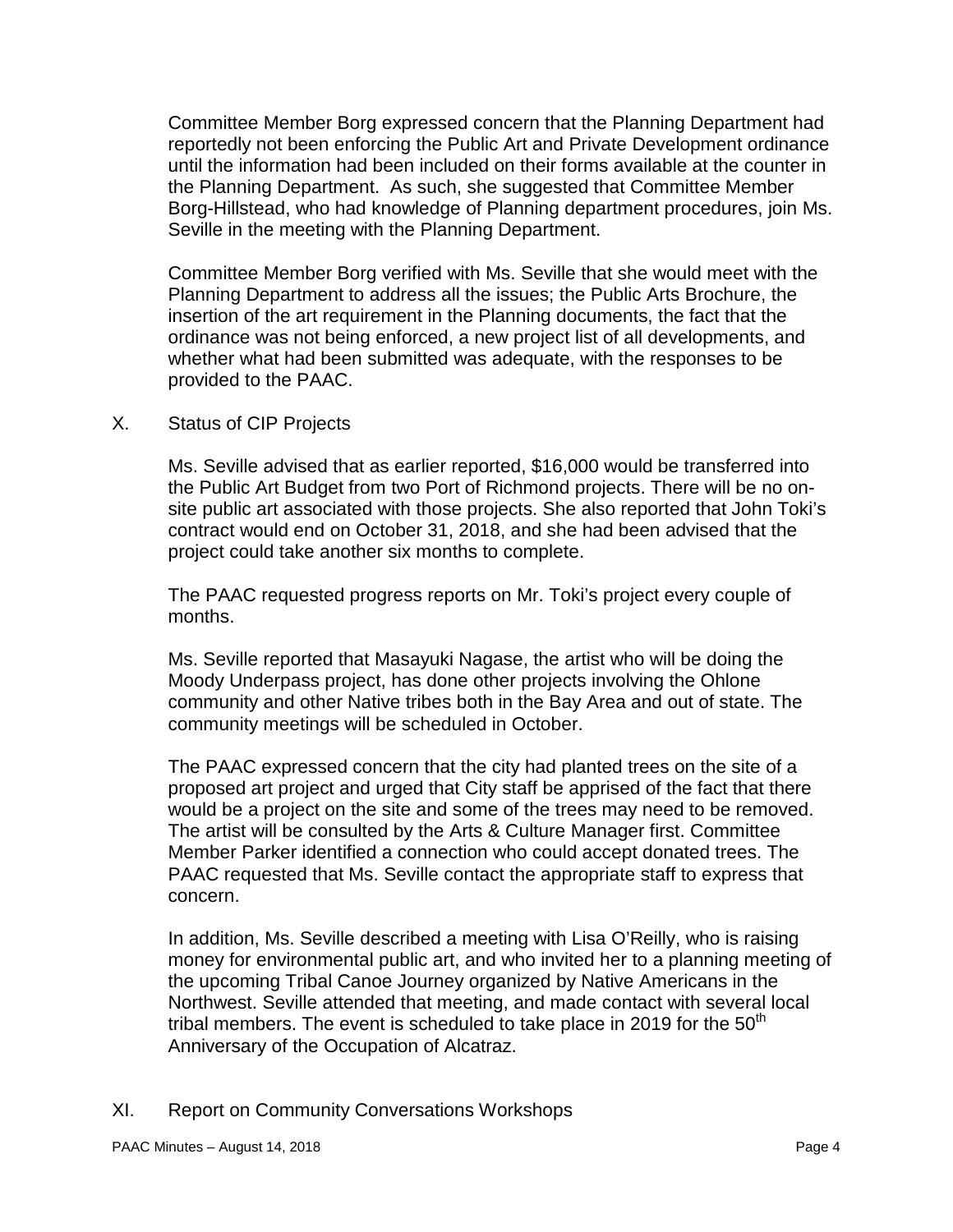Committee Member Borg expressed concern that the Planning Department had reportedly not been enforcing the Public Art and Private Development ordinance until the information had been included on their forms available at the counter in the Planning Department. As such, she suggested that Committee Member Borg-Hillstead, who had knowledge of Planning department procedures, join Ms. Seville in the meeting with the Planning Department.

Committee Member Borg verified with Ms. Seville that she would meet with the Planning Department to address all the issues; the Public Arts Brochure, the insertion of the art requirement in the Planning documents, the fact that the ordinance was not being enforced, a new project list of all developments, and whether what had been submitted was adequate, with the responses to be provided to the PAAC.

## X. Status of CIP Projects

Ms. Seville advised that as earlier reported, $16,000 would be transferred into the Public Art Budget from two Port of Richmond projects. There will be no on-site public art associated with those projects. She also reported that John Toki's contract would end on October 31, 2018, and she had been advised that the project could take another six months to complete.

The PAAC requested progress reports on Mr. Toki's project every couple of months.

Ms. Seville reported that Masayuki Nagase, the artist who will be doing the Moody Underpass project, has done other projects involving the Ohlone community and other Native tribes both in the Bay Area and out of state. The community meetings will be scheduled in October.

The PAAC expressed concern that the city had planted trees on the site of a proposed art project and urged that City staff be apprised of the fact that there would be a project on the site and some of the trees may need to be removed. The artist will be consulted by the Arts & Culture Manager first. Committee Member Parker identified a connection who could accept donated trees. The PAAC requested that Ms. Seville contact the appropriate staff to express that concern.

In addition, Ms. Seville described a meeting with Lisa O'Reilly, who is raising money for environmental public art, and who invited her to a planning meeting of the upcoming Tribal Canoe Journey organized by Native Americans in the Northwest. Seville attended that meeting, and made contact with several local tribal members. The event is scheduled to take place in 2019 for the 50th Anniversary of the Occupation of Alcatraz.

## XI. Report on Community Conversations Workshops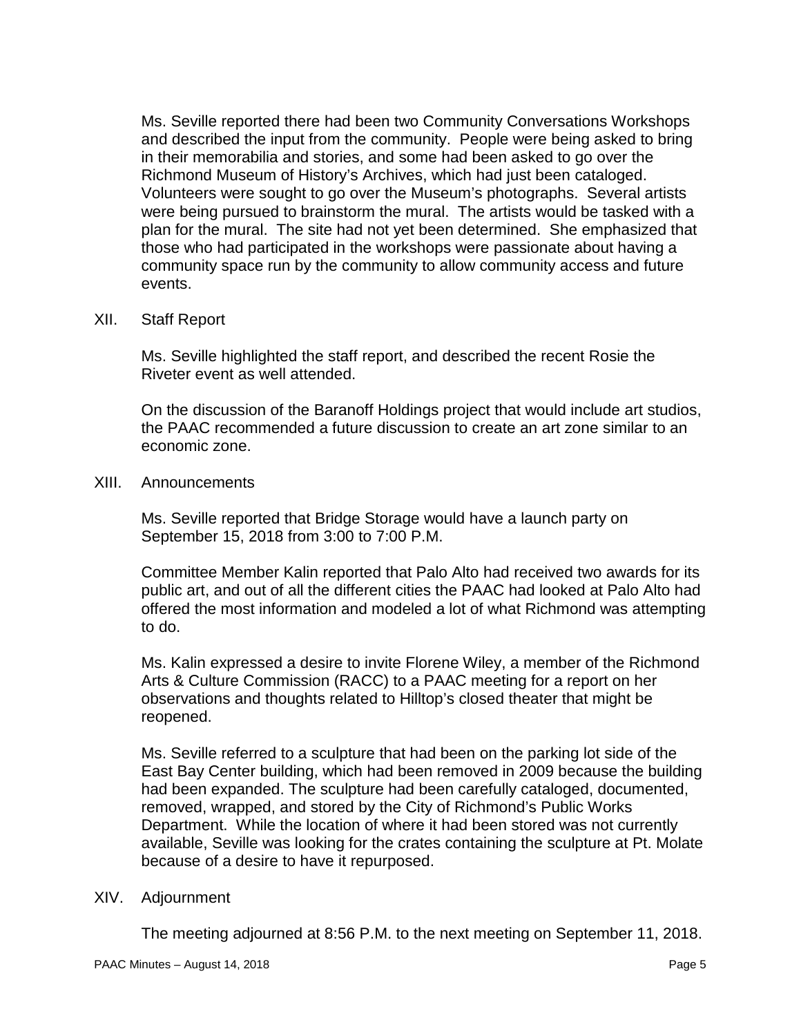Ms. Seville reported there had been two Community Conversations Workshops and described the input from the community. People were being asked to bring in their memorabilia and stories, and some had been asked to go over the Richmond Museum of History's Archives, which had just been cataloged. Volunteers were sought to go over the Museum's photographs. Several artists were being pursued to brainstorm the mural. The artists would be tasked with a plan for the mural. The site had not yet been determined. She emphasized that those who had participated in the workshops were passionate about having a community space run by the community to allow community access and future events.

## XII. Staff Report

Ms. Seville highlighted the staff report, and described the recent Rosie the Riveter event as well attended.

On the discussion of the Baranoff Holdings project that would include art studios, the PAAC recommended a future discussion to create an art zone similar to an economic zone.

## XIII. Announcements

Ms. Seville reported that Bridge Storage would have a launch party on September 15, 2018 from 3:00 to 7:00 P.M.

Committee Member Kalin reported that Palo Alto had received two awards for its public art, and out of all the different cities the PAAC had looked at Palo Alto had offered the most information and modeled a lot of what Richmond was attempting to do.

Ms. Kalin expressed a desire to invite Florene Wiley, a member of the Richmond Arts & Culture Commission (RACC) to a PAAC meeting for a report on her observations and thoughts related to Hilltop's closed theater that might be reopened.

Ms. Seville referred to a sculpture that had been on the parking lot side of the East Bay Center building, which had been removed in 2009 because the building had been expanded. The sculpture had been carefully cataloged, documented, removed, wrapped, and stored by the City of Richmond's Public Works Department. While the location of where it had been stored was not currently available, Seville was looking for the crates containing the sculpture at Pt. Molate because of a desire to have it repurposed.

## XIV. Adjournment

The meeting adjourned at 8:56 P.M. to the next meeting on September 11, 2018.